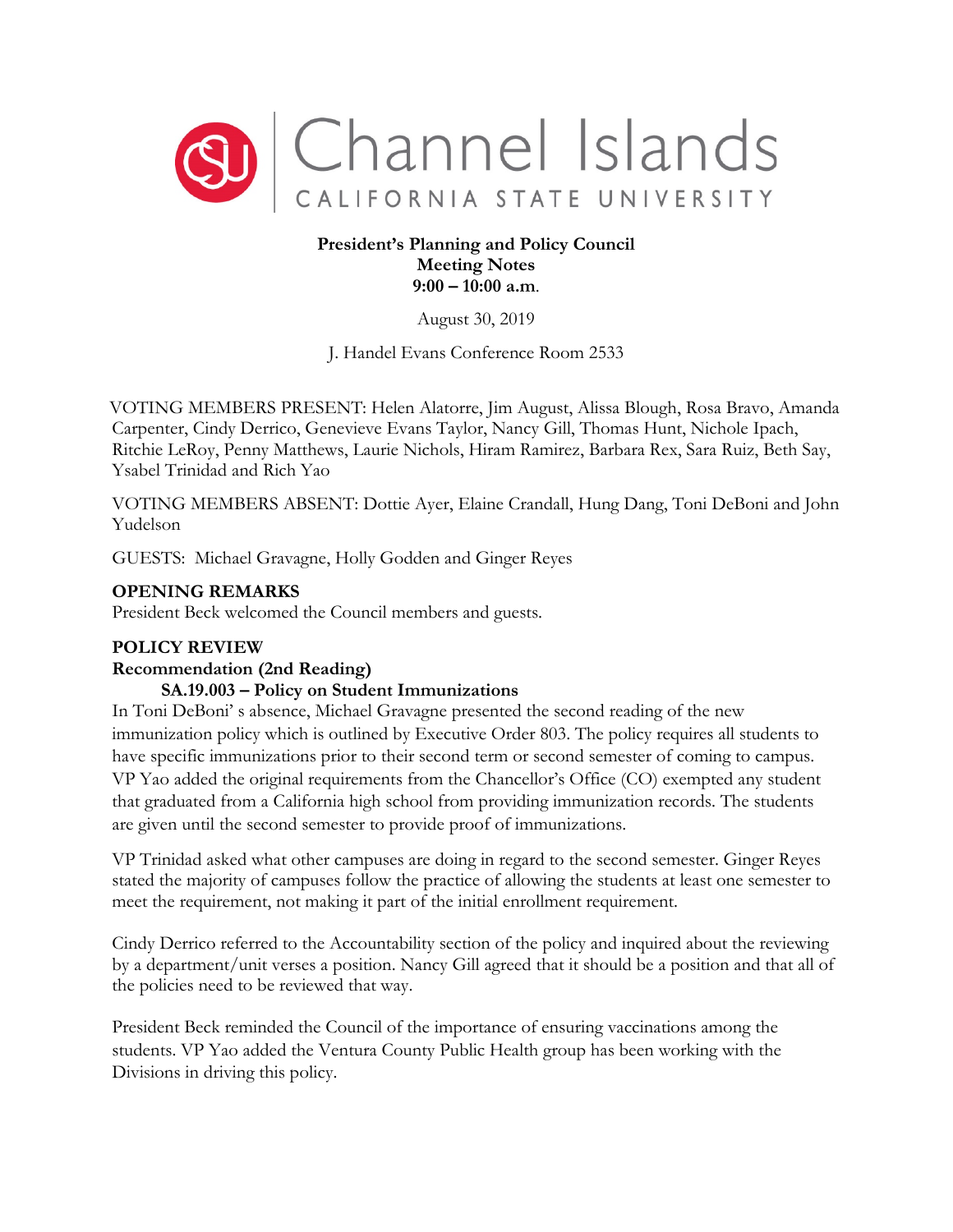# Channel Islands
CALIFORNIA STATE UNIVERSITY

**President's Planning and Policy Council**
**Meeting Notes**
**9:00 – 10:00 a.m.**

August 30, 2019

J. Handel Evans Conference Room 2533

VOTING MEMBERS PRESENT: Helen Alatorre, Jim August, Alissa Blough, Rosa Bravo, Amanda Carpenter, Cindy Derrico, Genevieve Evans Taylor, Nancy Gill, Thomas Hunt, Nichole Ipach, Ritchie LeRoy, Penny Matthews, Laurie Nichols, Hiram Ramirez, Barbara Rex, Sara Ruiz, Beth Say, Ysabel Trinidad and Rich Yao

VOTING MEMBERS ABSENT: Dottie Ayer, Elaine Crandall, Hung Dang, Toni DeBoni and John Yudelson

GUESTS: Michael Gravagne, Holly Godden and Ginger Reyes

## OPENING REMARKS

President Beck welcomed the Council members and guests.

## POLICY REVIEW

### Recommendation (2nd Reading)

**SA.19.003 – Policy on Student Immunizations**

In Toni DeBoni' s absence, Michael Gravagne presented the second reading of the new immunization policy which is outlined by Executive Order 803. The policy requires all students to have specific immunizations prior to their second term or second semester of coming to campus. VP Yao added the original requirements from the Chancellor's Office (CO) exempted any student that graduated from a California high school from providing immunization records. The students are given until the second semester to provide proof of immunizations.

VP Trinidad asked what other campuses are doing in regard to the second semester. Ginger Reyes stated the majority of campuses follow the practice of allowing the students at least one semester to meet the requirement, not making it part of the initial enrollment requirement.

Cindy Derrico referred to the Accountability section of the policy and inquired about the reviewing by a department/unit verses a position. Nancy Gill agreed that it should be a position and that all of the policies need to be reviewed that way.

President Beck reminded the Council of the importance of ensuring vaccinations among the students. VP Yao added the Ventura County Public Health group has been working with the Divisions in driving this policy.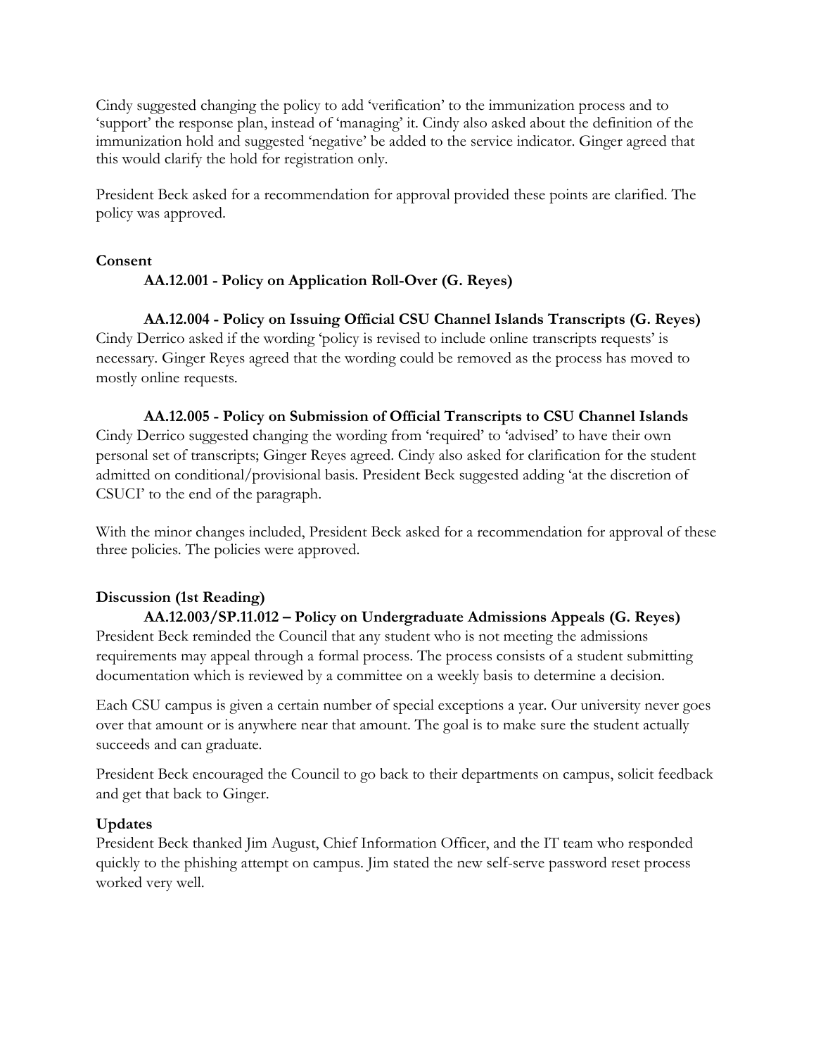Cindy suggested changing the policy to add 'verification' to the immunization process and to 'support' the response plan, instead of 'managing' it. Cindy also asked about the definition of the immunization hold and suggested 'negative' be added to the service indicator. Ginger agreed that this would clarify the hold for registration only.

President Beck asked for a recommendation for approval provided these points are clarified. The policy was approved.

**Consent**

**AA.12.001 - Policy on Application Roll-Over (G. Reyes)**

**AA.12.004 - Policy on Issuing Official CSU Channel Islands Transcripts (G. Reyes)**
Cindy Derrico asked if the wording 'policy is revised to include online transcripts requests' is necessary. Ginger Reyes agreed that the wording could be removed as the process has moved to mostly online requests.

**AA.12.005 - Policy on Submission of Official Transcripts to CSU Channel Islands**
Cindy Derrico suggested changing the wording from 'required' to 'advised' to have their own personal set of transcripts; Ginger Reyes agreed. Cindy also asked for clarification for the student admitted on conditional/provisional basis. President Beck suggested adding 'at the discretion of CSUCI' to the end of the paragraph.

With the minor changes included, President Beck asked for a recommendation for approval of these three policies. The policies were approved.

**Discussion (1st Reading)**

**AA.12.003/SP.11.012 – Policy on Undergraduate Admissions Appeals (G. Reyes)**
President Beck reminded the Council that any student who is not meeting the admissions requirements may appeal through a formal process. The process consists of a student submitting documentation which is reviewed by a committee on a weekly basis to determine a decision.

Each CSU campus is given a certain number of special exceptions a year. Our university never goes over that amount or is anywhere near that amount. The goal is to make sure the student actually succeeds and can graduate.

President Beck encouraged the Council to go back to their departments on campus, solicit feedback and get that back to Ginger.

**Updates**

President Beck thanked Jim August, Chief Information Officer, and the IT team who responded quickly to the phishing attempt on campus. Jim stated the new self-serve password reset process worked very well.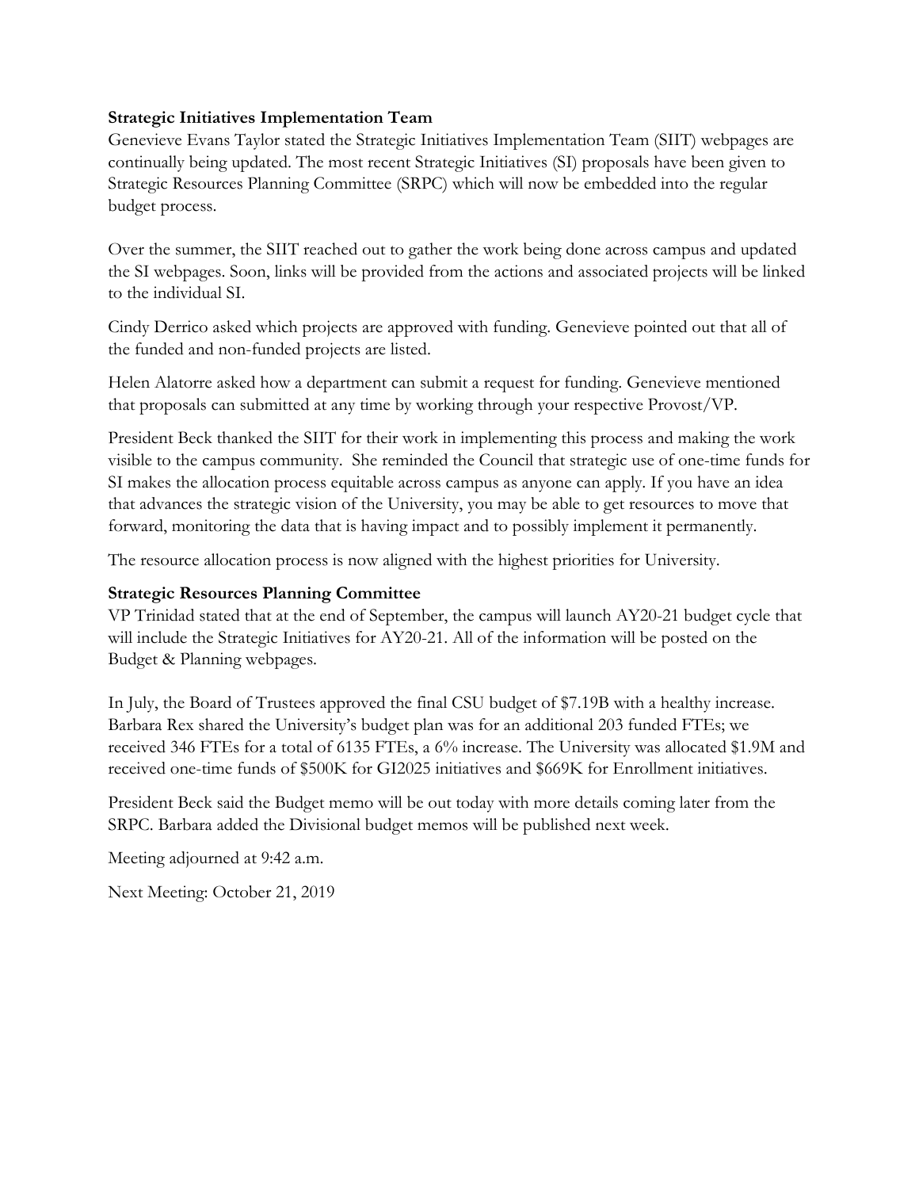**Strategic Initiatives Implementation Team**

Genevieve Evans Taylor stated the Strategic Initiatives Implementation Team (SIIT) webpages are continually being updated. The most recent Strategic Initiatives (SI) proposals have been given to Strategic Resources Planning Committee (SRPC) which will now be embedded into the regular budget process.

Over the summer, the SIIT reached out to gather the work being done across campus and updated the SI webpages. Soon, links will be provided from the actions and associated projects will be linked to the individual SI.

Cindy Derrico asked which projects are approved with funding. Genevieve pointed out that all of the funded and non-funded projects are listed.

Helen Alatorre asked how a department can submit a request for funding. Genevieve mentioned that proposals can submitted at any time by working through your respective Provost/VP.

President Beck thanked the SIIT for their work in implementing this process and making the work visible to the campus community. She reminded the Council that strategic use of one-time funds for SI makes the allocation process equitable across campus as anyone can apply. If you have an idea that advances the strategic vision of the University, you may be able to get resources to move that forward, monitoring the data that is having impact and to possibly implement it permanently.

The resource allocation process is now aligned with the highest priorities for University.

**Strategic Resources Planning Committee**

VP Trinidad stated that at the end of September, the campus will launch AY20-21 budget cycle that will include the Strategic Initiatives for AY20-21. All of the information will be posted on the Budget & Planning webpages.

In July, the Board of Trustees approved the final CSU budget of $7.19B with a healthy increase. Barbara Rex shared the University's budget plan was for an additional 203 funded FTEs; we received 346 FTEs for a total of 6135 FTEs, a 6% increase. The University was allocated $1.9M and received one-time funds of $500K for GI2025 initiatives and $669K for Enrollment initiatives.

President Beck said the Budget memo will be out today with more details coming later from the SRPC. Barbara added the Divisional budget memos will be published next week.

Meeting adjourned at 9:42 a.m.

Next Meeting: October 21, 2019